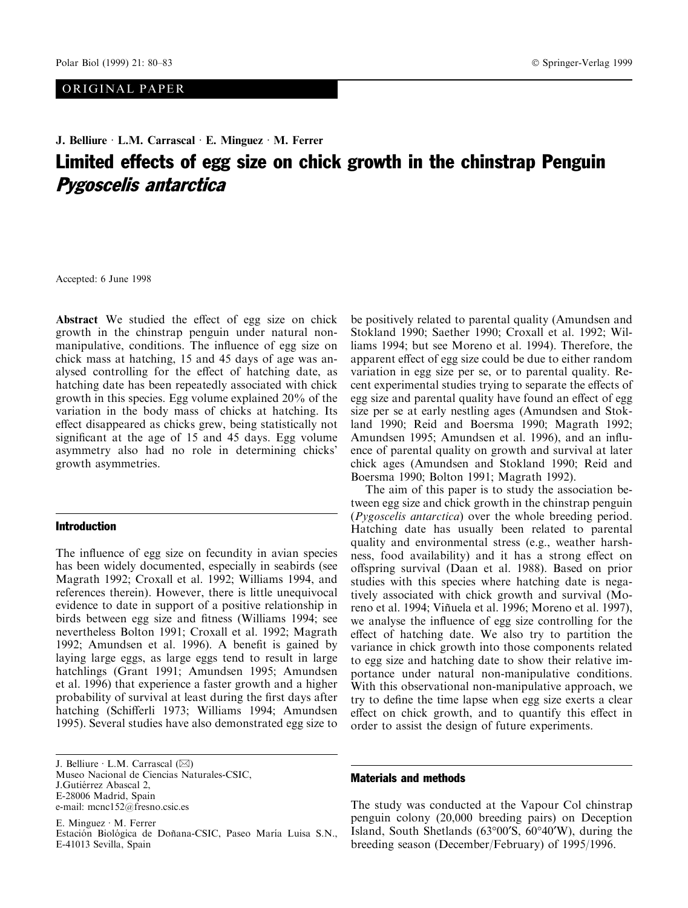ORIGINAL PAPER

J. Belliure · L.M. Carrascal · E. Minguez · M. Ferrer

# Limited effects of egg size on chick growth in the chinstrap Penguin *Pygoscelis antarctica*

Accepted: 6 June 1998

**Abstract** We studied the effect of egg size on chick growth in the chinstrap penguin under natural non-manipulative, conditions. The influence of egg size on chick mass at hatching, 15 and 45 days of age was analysed controlling for the effect of hatching date, as hatching date has been repeatedly associated with chick growth in this species. Egg volume explained 20% of the variation in the body mass of chicks at hatching. Its effect disappeared as chicks grew, being statistically not significant at the age of 15 and 45 days. Egg volume asymmetry also had no role in determining chicks' growth asymmetries.

## Introduction

The influence of egg size on fecundity in avian species has been widely documented, especially in seabirds (see Magrath 1992; Croxall et al. 1992; Williams 1994, and references therein). However, there is little unequivocal evidence to date in support of a positive relationship in birds between egg size and fitness (Williams 1994; see nevertheless Bolton 1991; Croxall et al. 1992; Magrath 1992; Amundsen et al. 1996). A benefit is gained by laying large eggs, as large eggs tend to result in large hatchlings (Grant 1991; Amundsen 1995; Amundsen et al. 1996) that experience a faster growth and a higher probability of survival at least during the first days after hatching (Schifferli 1973; Williams 1994; Amundsen 1995). Several studies have also demonstrated egg size to be positively related to parental quality (Amundsen and Stokland 1990; Saether 1990; Croxall et al. 1992; Williams 1994; but see Moreno et al. 1994). Therefore, the apparent effect of egg size could be due to either random variation in egg size per se, or to parental quality. Recent experimental studies trying to separate the effects of egg size and parental quality have found an effect of egg size per se at early nestling ages (Amundsen and Stokland 1990; Reid and Boersma 1990; Magrath 1992; Amundsen 1995; Amundsen et al. 1996), and an influence of parental quality on growth and survival at later chick ages (Amundsen and Stokland 1990; Reid and Boersma 1990; Bolton 1991; Magrath 1992).

The aim of this paper is to study the association between egg size and chick growth in the chinstrap penguin (*Pygoscelis antarctica*) over the whole breeding period. Hatching date has usually been related to parental quality and environmental stress (e.g., weather harshness, food availability) and it has a strong effect on offspring survival (Daan et al. 1988). Based on prior studies with this species where hatching date is negatively associated with chick growth and survival (Moreno et al. 1994; Viñuela et al. 1996; Moreno et al. 1997), we analyse the influence of egg size controlling for the effect of hatching date. We also try to partition the variance in chick growth into those components related to egg size and hatching date to show their relative importance under natural non-manipulative conditions. With this observational non-manipulative approach, we try to define the time lapse when egg size exerts a clear effect on chick growth, and to quantify this effect in order to assist the design of future experiments.

## Materials and methods

The study was conducted at the Vapour Col chinstrap penguin colony (20,000 breeding pairs) on Deception Island, South Shetlands (63°00′S, 60°40′W), during the breeding season (December/February) of 1995/1996.

---

J. Belliure · L.M. Carrascal (✉)
Museo Nacional de Ciencias Naturales-CSIC,
J.Gutiérrez Abascal 2,
E-28006 Madrid, Spain
e-mail: mcnc152@fresno.csic.es

E. Minguez · M. Ferrer
Estación Biológica de Doñana-CSIC, Paseo María Luisa S.N.,
E-41013 Sevilla, Spain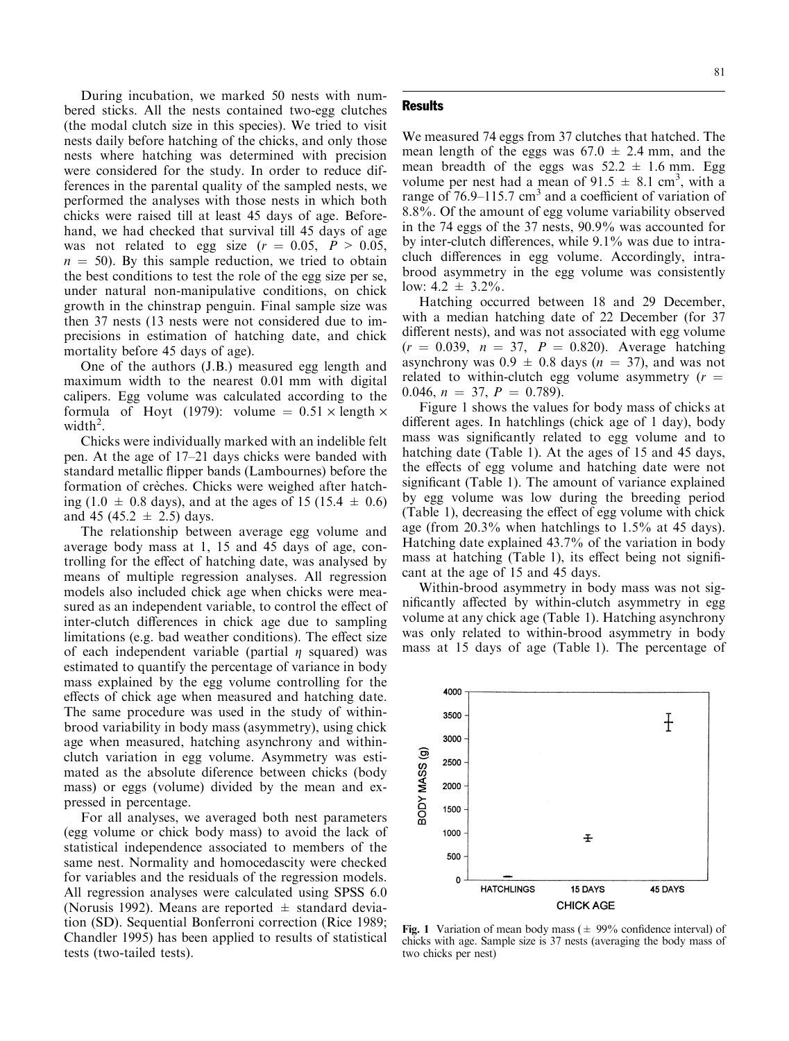During incubation, we marked 50 nests with numbered sticks. All the nests contained two-egg clutches (the modal clutch size in this species). We tried to visit nests daily before hatching of the chicks, and only those nests where hatching was determined with precision were considered for the study. In order to reduce differences in the parental quality of the sampled nests, we performed the analyses with those nests in which both chicks were raised till at least 45 days of age. Beforehand, we had checked that survival till 45 days of age was not related to egg size ($r = 0.05$, $P > 0.05$, $n = 50$). By this sample reduction, we tried to obtain the best conditions to test the role of the egg size per se, under natural non-manipulative conditions, on chick growth in the chinstrap penguin. Final sample size was then 37 nests (13 nests were not considered due to imprecisions in estimation of hatching date, and chick mortality before 45 days of age).

One of the authors (J.B.) measured egg length and maximum width to the nearest 0.01 mm with digital calipers. Egg volume was calculated according to the formula of Hoyt (1979): volume = $0.51 \times$ length $\times$ width$^2$.

Chicks were individually marked with an indelible felt pen. At the age of 17–21 days chicks were banded with standard metallic flipper bands (Lambournes) before the formation of crèches. Chicks were weighed after hatching ($1.0 \pm 0.8$ days), and at the ages of 15 ($15.4 \pm 0.6$) and 45 ($45.2 \pm 2.5$) days.

The relationship between average egg volume and average body mass at 1, 15 and 45 days of age, controlling for the effect of hatching date, was analysed by means of multiple regression analyses. All regression models also included chick age when chicks were measured as an independent variable, to control the effect of inter-clutch differences in chick age due to sampling limitations (e.g. bad weather conditions). The effect size of each independent variable (partial $\eta$ squared) was estimated to quantify the percentage of variance in body mass explained by the egg volume controlling for the effects of chick age when measured and hatching date. The same procedure was used in the study of within-brood variability in body mass (asymmetry), using chick age when measured, hatching asynchrony and within-clutch variation in egg volume. Asymmetry was estimated as the absolute diference between chicks (body mass) or eggs (volume) divided by the mean and expressed in percentage.

For all analyses, we averaged both nest parameters (egg volume or chick body mass) to avoid the lack of statistical independence associated to members of the same nest. Normality and homocedascity were checked for variables and the residuals of the regression models. All regression analyses were calculated using SPSS 6.0 (Norusis 1992). Means are reported $\pm$ standard deviation (SD). Sequential Bonferroni correction (Rice 1989; Chandler 1995) has been applied to results of statistical tests (two-tailed tests).

## Results

We measured 74 eggs from 37 clutches that hatched. The mean length of the eggs was $67.0 \pm 2.4$ mm, and the mean breadth of the eggs was $52.2 \pm 1.6$ mm. Egg volume per nest had a mean of $91.5 \pm 8.1$ cm$^3$, with a range of 76.9–115.7 cm$^3$ and a coefficient of variation of 8.8%. Of the amount of egg volume variability observed in the 74 eggs of the 37 nests, 90.9% was accounted for by inter-clutch differences, while 9.1% was due to intra-cluch differences in egg volume. Accordingly, intra-brood asymmetry in the egg volume was consistently low: $4.2 \pm 3.2$%.

Hatching occurred between 18 and 29 December, with a median hatching date of 22 December (for 37 different nests), and was not associated with egg volume ($r = 0.039$, $n = 37$, $P = 0.820$). Average hatching asynchrony was $0.9 \pm 0.8$ days ($n = 37$), and was not related to within-clutch egg volume asymmetry ($r = 0.046$, $n = 37$, $P = 0.789$).

Figure 1 shows the values for body mass of chicks at different ages. In hatchlings (chick age of 1 day), body mass was significantly related to egg volume and to hatching date (Table 1). At the ages of 15 and 45 days, the effects of egg volume and hatching date were not significant (Table 1). The amount of variance explained by egg volume was low during the breeding period (Table 1), decreasing the effect of egg volume with chick age (from 20.3% when hatchlings to 1.5% at 45 days). Hatching date explained 43.7% of the variation in body mass at hatching (Table 1), its effect being not significant at the age of 15 and 45 days.

Within-brood asymmetry in body mass was not significantly affected by within-clutch asymmetry in egg volume at any chick age (Table 1). Hatching asynchrony was only related to within-brood asymmetry in body mass at 15 days of age (Table 1). The percentage of

**Fig. 1** Variation of mean body mass ($\pm$ 99% confidence interval) of chicks with age. Sample size is 37 nests (averaging the body mass of two chicks per nest)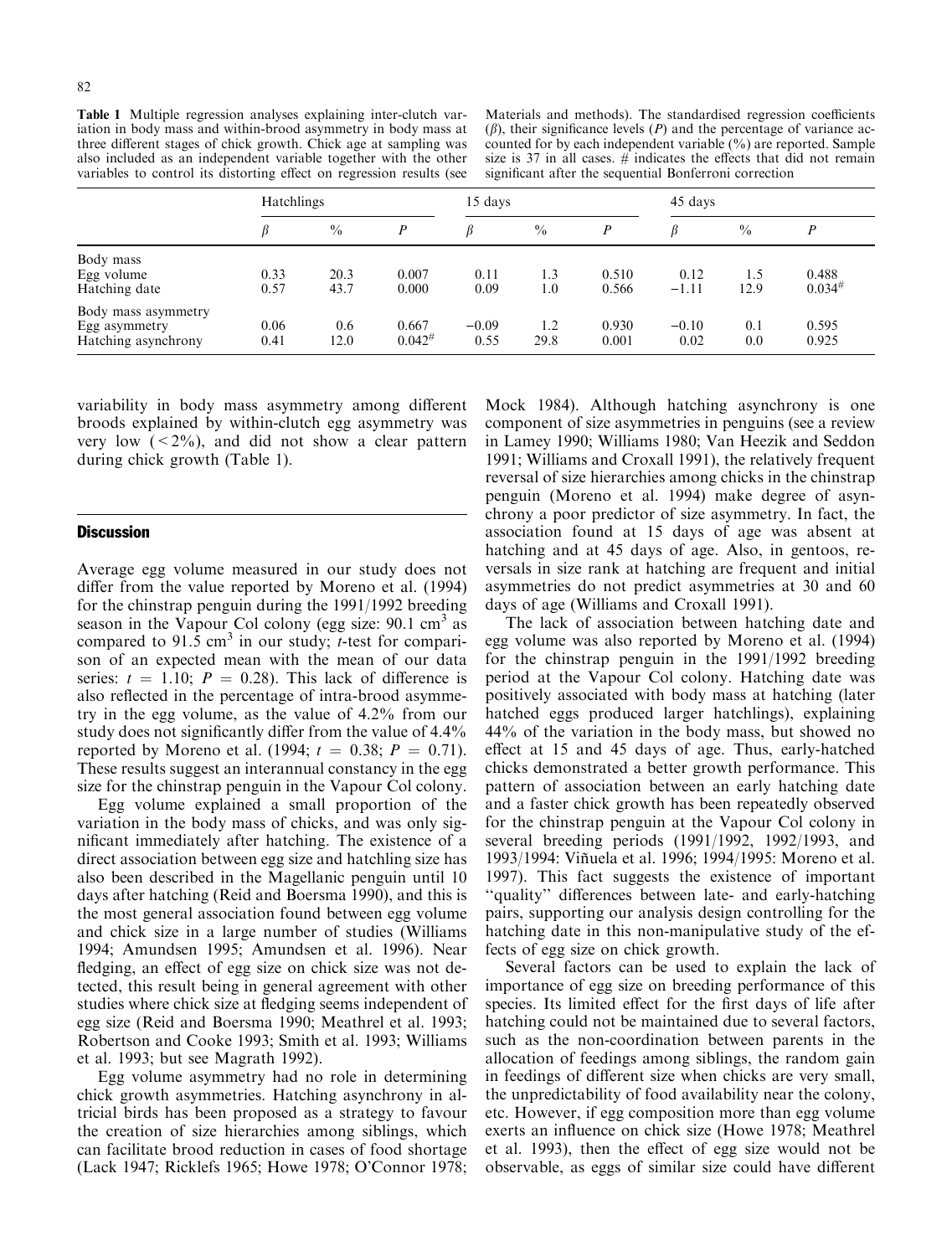**Table 1** Multiple regression analyses explaining inter-clutch variation in body mass and within-brood asymmetry in body mass at three different stages of chick growth. Chick age at sampling was also included as an independent variable together with the other variables to control its distorting effect on regression results (see Materials and methods). The standardised regression coefficients ($\beta$), their significance levels ($P$) and the percentage of variance accounted for by each independent variable (%) are reported. Sample size is 37 in all cases. # indicates the effects that did not remain significant after the sequential Bonferroni correction

| | Hatchlings | | | 15 days | | | 45 days | | |
|---|---|---|---|---|---|---|---|---|---|
| | $\beta$ | % | $P$ | $\beta$ | % | $P$ | $\beta$ | % | $P$ |
| Body mass | | | | | | | | | |
| Egg volume | 0.33 | 20.3 | 0.007 | 0.11 | 1.3 | 0.510 | 0.12 | 1.5 | 0.488 |
| Hatching date | 0.57 | 43.7 | 0.000 | 0.09 | 1.0 | 0.566 | −1.11 | 12.9 | 0.034# |
| Body mass asymmetry | | | | | | | | | |
| Egg asymmetry | 0.06 | 0.6 | 0.667 | −0.09 | 1.2 | 0.930 | −0.10 | 0.1 | 0.595 |
| Hatching asynchrony | 0.41 | 12.0 | 0.042# | 0.55 | 29.8 | 0.001 | 0.02 | 0.0 | 0.925 |

variability in body mass asymmetry among different broods explained by within-clutch egg asymmetry was very low (<2%), and did not show a clear pattern during chick growth (Table 1).

## Discussion

Average egg volume measured in our study does not differ from the value reported by Moreno et al. (1994) for the chinstrap penguin during the 1991/1992 breeding season in the Vapour Col colony (egg size: 90.1 $cm^3$ as compared to 91.5 $cm^3$ in our study; $t$-test for comparison of an expected mean with the mean of our data series: $t = 1.10$; $P = 0.28$). This lack of difference is also reflected in the percentage of intra-brood asymmetry in the egg volume, as the value of 4.2% from our study does not significantly differ from the value of 4.4% reported by Moreno et al. (1994; $t = 0.38$; $P = 0.71$). These results suggest an interannual constancy in the egg size for the chinstrap penguin in the Vapour Col colony.

Egg volume explained a small proportion of the variation in the body mass of chicks, and was only significant immediately after hatching. The existence of a direct association between egg size and hatchling size has also been described in the Magellanic penguin until 10 days after hatching (Reid and Boersma 1990), and this is the most general association found between egg volume and chick size in a large number of studies (Williams 1994; Amundsen 1995; Amundsen et al. 1996). Near fledging, an effect of egg size on chick size was not detected, this result being in general agreement with other studies where chick size at fledging seems independent of egg size (Reid and Boersma 1990; Meathrel et al. 1993; Robertson and Cooke 1993; Smith et al. 1993; Williams et al. 1993; but see Magrath 1992).

Egg volume asymmetry had no role in determining chick growth asymmetries. Hatching asynchrony in altricial birds has been proposed as a strategy to favour the creation of size hierarchies among siblings, which can facilitate brood reduction in cases of food shortage (Lack 1947; Ricklefs 1965; Howe 1978; O'Connor 1978; Mock 1984). Although hatching asynchrony is one component of size asymmetries in penguins (see a review in Lamey 1990; Williams 1980; Van Heezik and Seddon 1991; Williams and Croxall 1991), the relatively frequent reversal of size hierarchies among chicks in the chinstrap penguin (Moreno et al. 1994) make degree of asynchrony a poor predictor of size asymmetry. In fact, the association found at 15 days of age was absent at hatching and at 45 days of age. Also, in gentoos, reversals in size rank at hatching are frequent and initial asymmetries do not predict asymmetries at 30 and 60 days of age (Williams and Croxall 1991).

The lack of association between hatching date and egg volume was also reported by Moreno et al. (1994) for the chinstrap penguin in the 1991/1992 breeding period at the Vapour Col colony. Hatching date was positively associated with body mass at hatching (later hatched eggs produced larger hatchlings), explaining 44% of the variation in the body mass, but showed no effect at 15 and 45 days of age. Thus, early-hatched chicks demonstrated a better growth performance. This pattern of association between an early hatching date and a faster chick growth has been repeatedly observed for the chinstrap penguin at the Vapour Col colony in several breeding periods (1991/1992, 1992/1993, and 1993/1994: Viñuela et al. 1996; 1994/1995: Moreno et al. 1997). This fact suggests the existence of important "quality" differences between late- and early-hatching pairs, supporting our analysis design controlling for the hatching date in this non-manipulative study of the effects of egg size on chick growth.

Several factors can be used to explain the lack of importance of egg size on breeding performance of this species. Its limited effect for the first days of life after hatching could not be maintained due to several factors, such as the non-coordination between parents in the allocation of feedings among siblings, the random gain in feedings of different size when chicks are very small, the unpredictability of food availability near the colony, etc. However, if egg composition more than egg volume exerts an influence on chick size (Howe 1978; Meathrel et al. 1993), then the effect of egg size would not be observable, as eggs of similar size could have different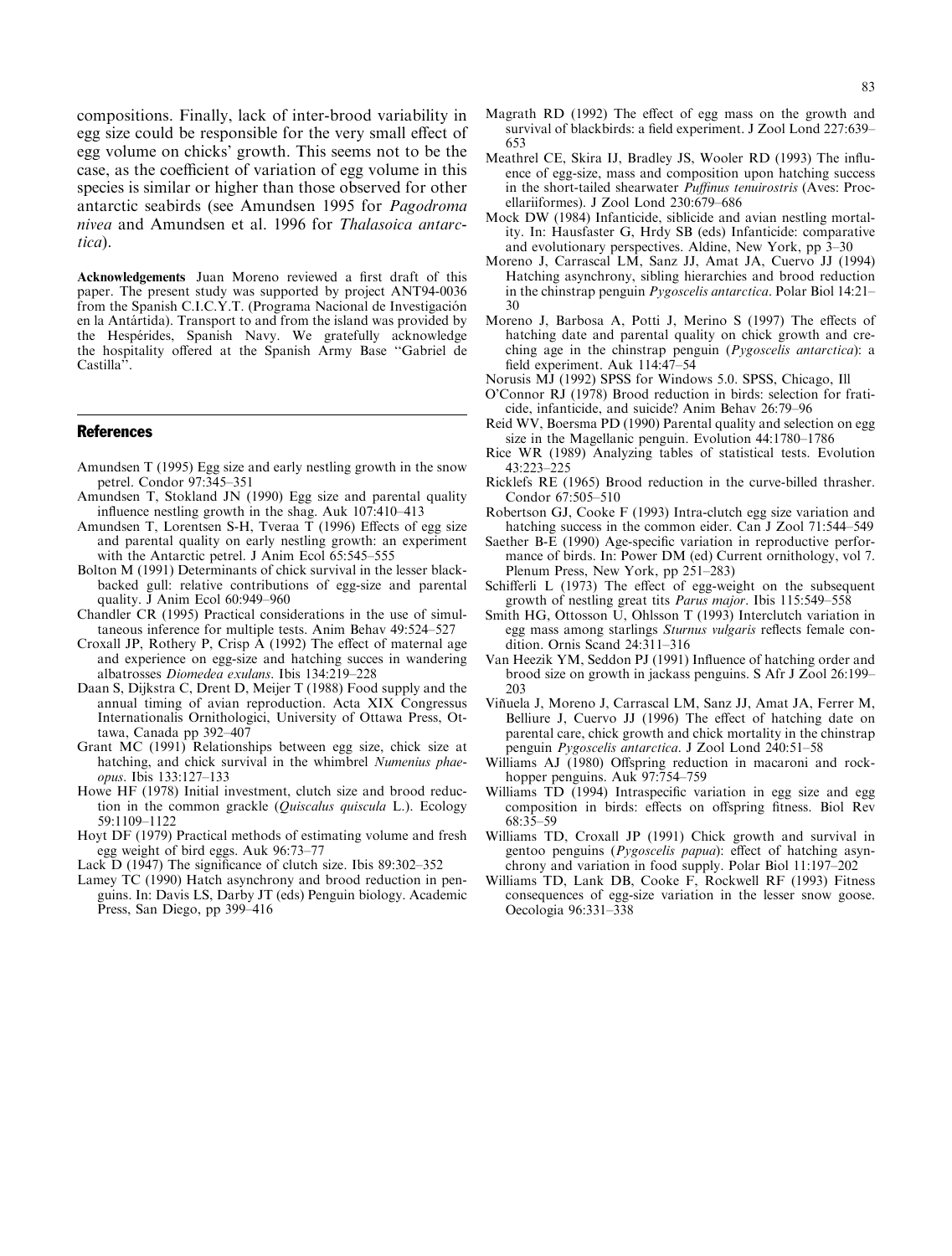compositions. Finally, lack of inter-brood variability in egg size could be responsible for the very small effect of egg volume on chicks' growth. This seems not to be the case, as the coefficient of variation of egg volume in this species is similar or higher than those observed for other antarctic seabirds (see Amundsen 1995 for *Pagodroma nivea* and Amundsen et al. 1996 for *Thalasoica antarctica*).

**Acknowledgements** Juan Moreno reviewed a first draft of this paper. The present study was supported by project ANT94-0036 from the Spanish C.I.C.Y.T. (Programa Nacional de Investigación en la Antártida). Transport to and from the island was provided by the Hespérides, Spanish Navy. We gratefully acknowledge the hospitality offered at the Spanish Army Base "Gabriel de Castilla".

## References

Amundsen T (1995) Egg size and early nestling growth in the snow petrel. Condor 97:345–351

Amundsen T, Stokland JN (1990) Egg size and parental quality influence nestling growth in the shag. Auk 107:410–413

Amundsen T, Lorentsen S-H, Tveraa T (1996) Effects of egg size and parental quality on early nestling growth: an experiment with the Antarctic petrel. J Anim Ecol 65:545–555

Bolton M (1991) Determinants of chick survival in the lesser black-backed gull: relative contributions of egg-size and parental quality. J Anim Ecol 60:949–960

Chandler CR (1995) Practical considerations in the use of simultaneous inference for multiple tests. Anim Behav 49:524–527

Croxall JP, Rothery P, Crisp A (1992) The effect of maternal age and experience on egg-size and hatching succes in wandering albatrosses *Diomedea exulans*. Ibis 134:219–228

Daan S, Dijkstra C, Drent D, Meijer T (1988) Food supply and the annual timing of avian reproduction. Acta XIX Congressus Internationalis Ornithologici, University of Ottawa Press, Ottawa, Canada pp 392–407

Grant MC (1991) Relationships between egg size, chick size at hatching, and chick survival in the whimbrel *Numenius phaeopus*. Ibis 133:127–133

Howe HF (1978) Initial investment, clutch size and brood reduction in the common grackle (*Quiscalus quiscula* L.). Ecology 59:1109–1122

Hoyt DF (1979) Practical methods of estimating volume and fresh egg weight of bird eggs. Auk 96:73–77

Lack D (1947) The significance of clutch size. Ibis 89:302–352

Lamey TC (1990) Hatch asynchrony and brood reduction in penguins. In: Davis LS, Darby JT (eds) Penguin biology. Academic Press, San Diego, pp 399–416

Magrath RD (1992) The effect of egg mass on the growth and survival of blackbirds: a field experiment. J Zool Lond 227:639–653

Meathrel CE, Skira IJ, Bradley JS, Wooler RD (1993) The influence of egg-size, mass and composition upon hatching success in the short-tailed shearwater *Puffinus tenuirostris* (Aves: Procellariiformes). J Zool Lond 230:679–686

Mock DW (1984) Infanticide, siblicide and avian nestling mortality. In: Hausfaster G, Hrdy SB (eds) Infanticide: comparative and evolutionary perspectives. Aldine, New York, pp 3–30

Moreno J, Carrascal LM, Sanz JJ, Amat JA, Cuervo JJ (1994) Hatching asynchrony, sibling hierarchies and brood reduction in the chinstrap penguin *Pygoscelis antarctica*. Polar Biol 14:21–30

Moreno J, Barbosa A, Potti J, Merino S (1997) The effects of hatching date and parental quality on chick growth and creching age in the chinstrap penguin (*Pygoscelis antarctica*): a field experiment. Auk 114:47–54

Norusis MJ (1992) SPSS for Windows 5.0. SPSS, Chicago, Ill

O'Connor RJ (1978) Brood reduction in birds: selection for fraticide, infanticide, and suicide? Anim Behav 26:79–96

Reid WV, Boersma PD (1990) Parental quality and selection on egg size in the Magellanic penguin. Evolution 44:1780–1786

Rice WR (1989) Analyzing tables of statistical tests. Evolution 43:223–225

Ricklefs RE (1965) Brood reduction in the curve-billed thrasher. Condor 67:505–510

Robertson GJ, Cooke F (1993) Intra-clutch egg size variation and hatching success in the common eider. Can J Zool 71:544–549

Saether B-E (1990) Age-specific variation in reproductive performance of birds. In: Power DM (ed) Current ornithology, vol 7. Plenum Press, New York, pp 251–283)

Schifferli L (1973) The effect of egg-weight on the subsequent growth of nestling great tits *Parus major*. Ibis 115:549–558

Smith HG, Ottosson U, Ohlsson T (1993) Interclutch variation in egg mass among starlings *Sturnus vulgaris* reflects female condition. Ornis Scand 24:311–316

Van Heezik YM, Seddon PJ (1991) Influence of hatching order and brood size on growth in jackass penguins. S Afr J Zool 26:199–203

Viñuela J, Moreno J, Carrascal LM, Sanz JJ, Amat JA, Ferrer M, Belliure J, Cuervo JJ (1996) The effect of hatching date on parental care, chick growth and chick mortality in the chinstrap penguin *Pygoscelis antarctica*. J Zool Lond 240:51–58

Williams AJ (1980) Offspring reduction in macaroni and rockhopper penguins. Auk 97:754–759

Williams TD (1994) Intraspecific variation in egg size and egg composition in birds: effects on offspring fitness. Biol Rev 68:35–59

Williams TD, Croxall JP (1991) Chick growth and survival in gentoo penguins (*Pygoscelis papua*): effect of hatching asynchrony and variation in food supply. Polar Biol 11:197–202

Williams TD, Lank DB, Cooke F, Rockwell RF (1993) Fitness consequences of egg-size variation in the lesser snow goose. Oecologia 96:331–338